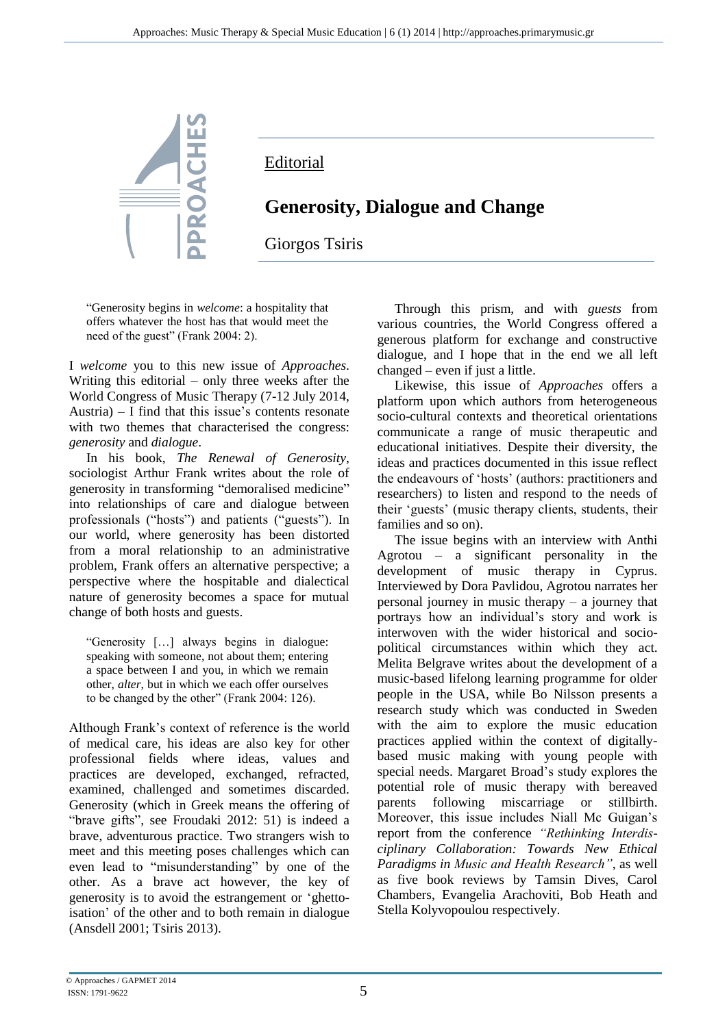Editorial

# Generosity, Dialogue and Change

Giorgos Tsiris

> "Generosity begins in *welcome*: a hospitality that offers whatever the host has that would meet the need of the guest" (Frank 2004: 2).

I *welcome* you to this new issue of *Approaches*. Writing this editorial – only three weeks after the World Congress of Music Therapy (7-12 July 2014, Austria) – I find that this issue's contents resonate with two themes that characterised the congress: *generosity* and *dialogue*.

In his book, *The Renewal of Generosity*, sociologist Arthur Frank writes about the role of generosity in transforming "demoralised medicine" into relationships of care and dialogue between professionals ("hosts") and patients ("guests"). In our world, where generosity has been distorted from a moral relationship to an administrative problem, Frank offers an alternative perspective; a perspective where the hospitable and dialectical nature of generosity becomes a space for mutual change of both hosts and guests.

> "Generosity […] always begins in dialogue: speaking with someone, not about them; entering a space between I and you, in which we remain other, *alter*, but in which we each offer ourselves to be changed by the other" (Frank 2004: 126).

Although Frank's context of reference is the world of medical care, his ideas are also key for other professional fields where ideas, values and practices are developed, exchanged, refracted, examined, challenged and sometimes discarded. Generosity (which in Greek means the offering of "brave gifts", see Froudaki 2012: 51) is indeed a brave, adventurous practice. Two strangers wish to meet and this meeting poses challenges which can even lead to "misunderstanding" by one of the other. As a brave act however, the key of generosity is to avoid the estrangement or 'ghetto-isation' of the other and to both remain in dialogue (Ansdell 2001; Tsiris 2013).

Through this prism, and with *guests* from various countries, the World Congress offered a generous platform for exchange and constructive dialogue, and I hope that in the end we all left changed – even if just a little.

Likewise, this issue of *Approaches* offers a platform upon which authors from heterogeneous socio-cultural contexts and theoretical orientations communicate a range of music therapeutic and educational initiatives. Despite their diversity, the ideas and practices documented in this issue reflect the endeavours of 'hosts' (authors: practitioners and researchers) to listen and respond to the needs of their 'guests' (music therapy clients, students, their families and so on).

The issue begins with an interview with Anthi Agrotou – a significant personality in the development of music therapy in Cyprus. Interviewed by Dora Pavlidou, Agrotou narrates her personal journey in music therapy – a journey that portrays how an individual's story and work is interwoven with the wider historical and socio-political circumstances within which they act. Melita Belgrave writes about the development of a music-based lifelong learning programme for older people in the USA, while Bo Nilsson presents a research study which was conducted in Sweden with the aim to explore the music education practices applied within the context of digitally-based music making with young people with special needs. Margaret Broad's study explores the potential role of music therapy with bereaved parents following miscarriage or stillbirth. Moreover, this issue includes Niall Mc Guigan's report from the conference *"Rethinking Interdisciplinary Collaboration: Towards New Ethical Paradigms in Music and Health Research"*, as well as five book reviews by Tamsin Dives, Carol Chambers, Evangelia Arachoviti, Bob Heath and Stella Kolyvopoulou respectively.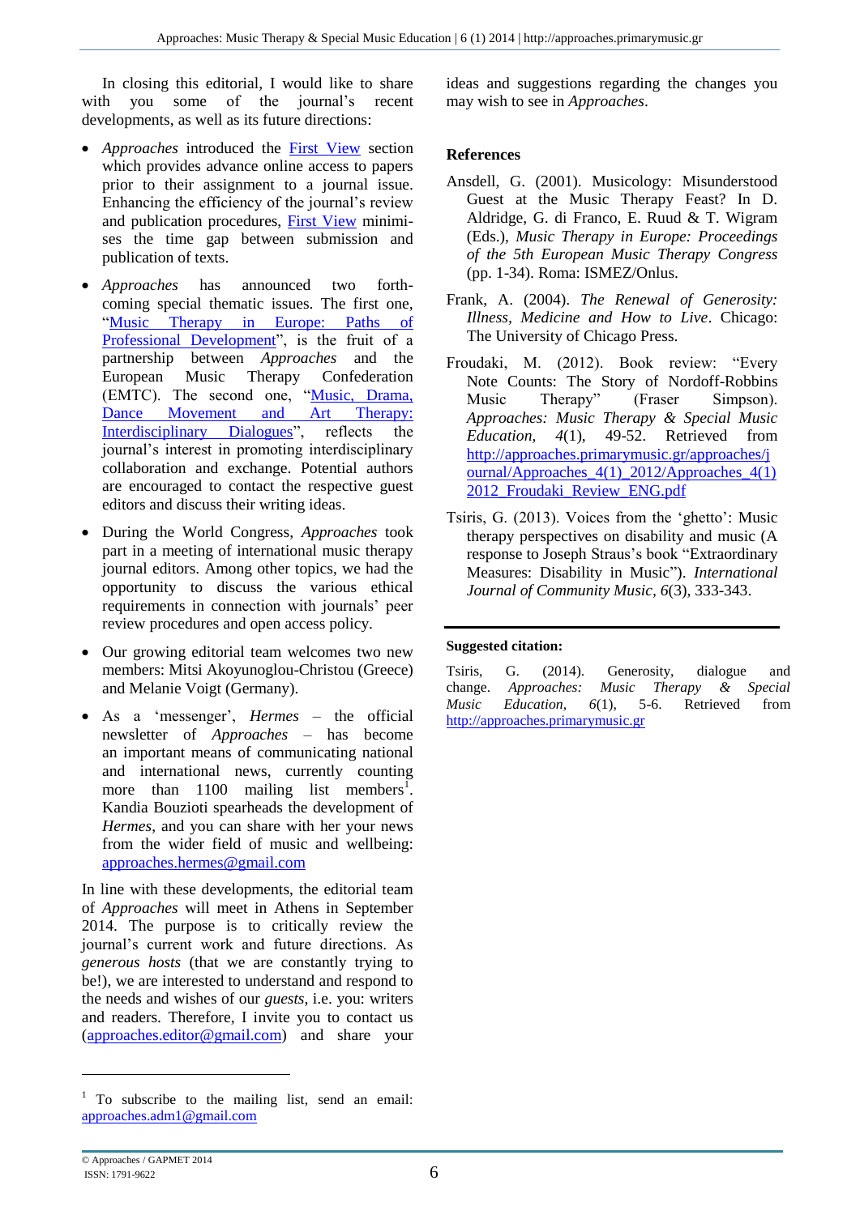In closing this editorial, I would like to share with you some of the journal's recent developments, as well as its future directions:

- *Approaches* introduced the First View section which provides advance online access to papers prior to their assignment to a journal issue. Enhancing the efficiency of the journal's review and publication procedures, First View minimises the time gap between submission and publication of texts.
- *Approaches* has announced two forthcoming special thematic issues. The first one, "Music Therapy in Europe: Paths of Professional Development", is the fruit of a partnership between *Approaches* and the European Music Therapy Confederation (EMTC). The second one, "Music, Drama, Dance Movement and Art Therapy: Interdisciplinary Dialogues", reflects the journal's interest in promoting interdisciplinary collaboration and exchange. Potential authors are encouraged to contact the respective guest editors and discuss their writing ideas.
- During the World Congress, *Approaches* took part in a meeting of international music therapy journal editors. Among other topics, we had the opportunity to discuss the various ethical requirements in connection with journals' peer review procedures and open access policy.
- Our growing editorial team welcomes two new members: Mitsi Akoyunoglou-Christou (Greece) and Melanie Voigt (Germany).
- As a 'messenger', *Hermes* – the official newsletter of *Approaches* – has become an important means of communicating national and international news, currently counting more than 1100 mailing list members[1]. Kandia Bouzioti spearheads the development of *Hermes*, and you can share with her your news from the wider field of music and wellbeing: approaches.hermes@gmail.com

In line with these developments, the editorial team of *Approaches* will meet in Athens in September 2014. The purpose is to critically review the journal's current work and future directions. As *generous hosts* (that we are constantly trying to be!), we are interested to understand and respond to the needs and wishes of our *guests*, i.e. you: writers and readers. Therefore, I invite you to contact us (approaches.editor@gmail.com) and share your ideas and suggestions regarding the changes you may wish to see in *Approaches*.

[1] To subscribe to the mailing list, send an email: approaches.adm1@gmail.com

## References

Ansdell, G. (2001). Musicology: Misunderstood Guest at the Music Therapy Feast? In D. Aldridge, G. di Franco, E. Ruud & T. Wigram (Eds.), *Music Therapy in Europe: Proceedings of the 5th European Music Therapy Congress* (pp. 1-34). Roma: ISMEZ/Onlus.

Frank, A. (2004). *The Renewal of Generosity: Illness, Medicine and How to Live*. Chicago: The University of Chicago Press.

Froudaki, M. (2012). Book review: "Every Note Counts: The Story of Nordoff-Robbins Music Therapy" (Fraser Simpson). *Approaches: Music Therapy & Special Music Education*, *4*(1), 49-52. Retrieved from http://approaches.primarymusic.gr/approaches/journal/Approaches_4(1)_2012/Approaches_4(1)2012_Froudaki_Review_ENG.pdf

Tsiris, G. (2013). Voices from the 'ghetto': Music therapy perspectives on disability and music (A response to Joseph Straus's book "Extraordinary Measures: Disability in Music"). *International Journal of Community Music*, *6*(3), 333-343.

**Suggested citation:**

Tsiris, G. (2014). Generosity, dialogue and change. *Approaches: Music Therapy & Special Music Education,* *6*(1), 5-6. Retrieved from http://approaches.primarymusic.gr

© Approaches / GAPMET 2014
ISSN: 1791-9622